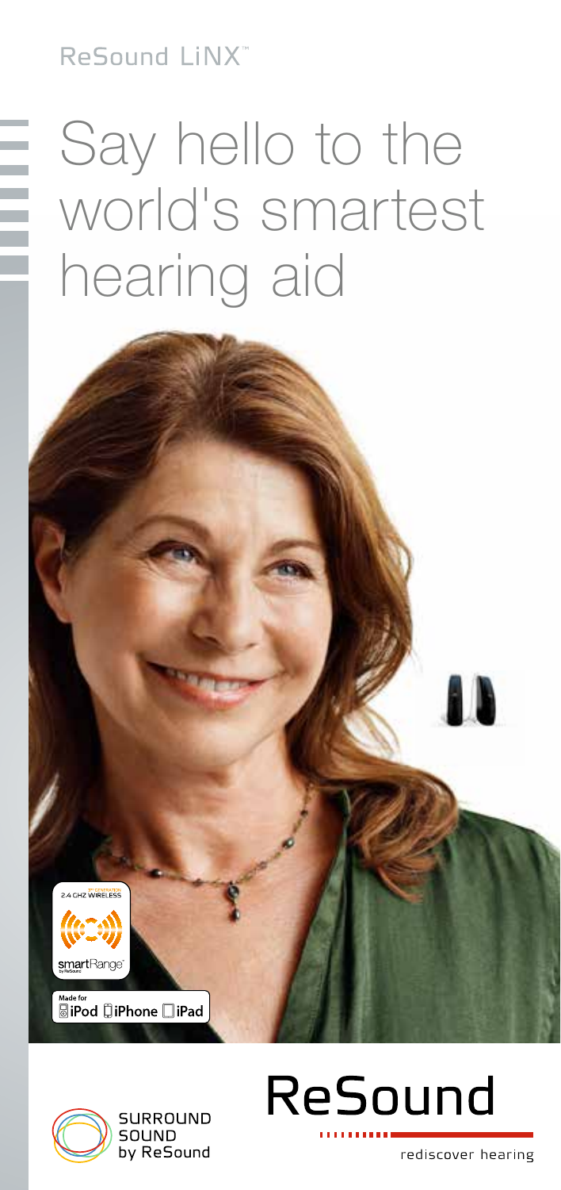ReSound LiNX™

# Say hello to the world's smartest hearing aid

2.4 GHZ WIRELESS

smartRange™ by ReSound

Made for iPod iPhone iPad

SURROUND SOUND by ReSound

ReSound

rediscover hearing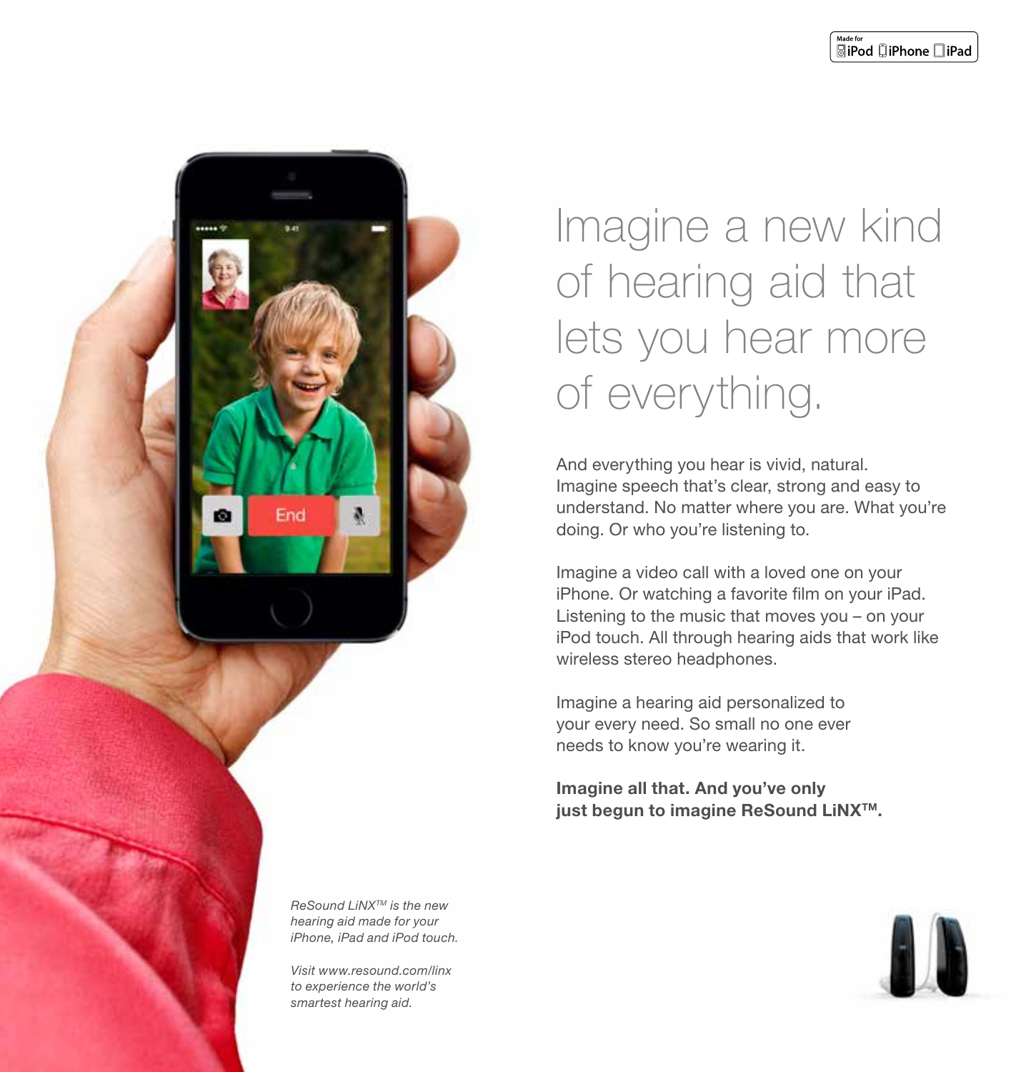Made for iPod iPhone iPad

# Imagine a new kind of hearing aid that lets you hear more of everything.

And everything you hear is vivid, natural. Imagine speech that's clear, strong and easy to understand. No matter where you are. What you're doing. Or who you're listening to.

Imagine a video call with a loved one on your iPhone. Or watching a favorite film on your iPad. Listening to the music that moves you – on your iPod touch. All through hearing aids that work like wireless stereo headphones.

Imagine a hearing aid personalized to your every need. So small no one ever needs to know you're wearing it.

**Imagine all that. And you've only just begun to imagine ReSound LiNX™.**

*ReSound LiNX™ is the new hearing aid made for your iPhone, iPad and iPod touch.*

*Visit www.resound.com/linx to experience the world's smartest hearing aid.*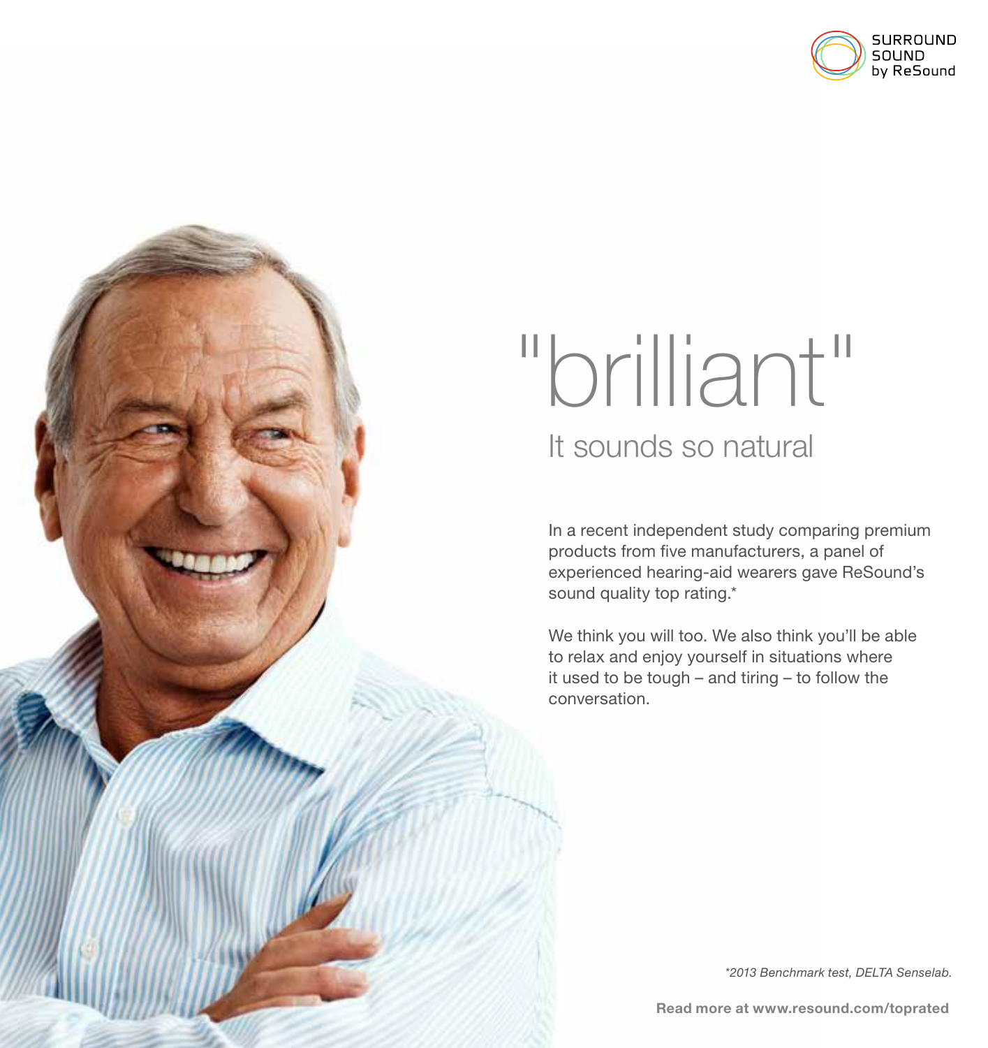SURROUND SOUND by ReSound

# "brilliant"

## It sounds so natural

In a recent independent study comparing premium products from five manufacturers, a panel of experienced hearing-aid wearers gave ReSound's sound quality top rating.*

We think you will too. We also think you'll be able to relax and enjoy yourself in situations where it used to be tough – and tiring – to follow the conversation.

*\*2013 Benchmark test, DELTA Senselab.*

**Read more at www.resound.com/toprated**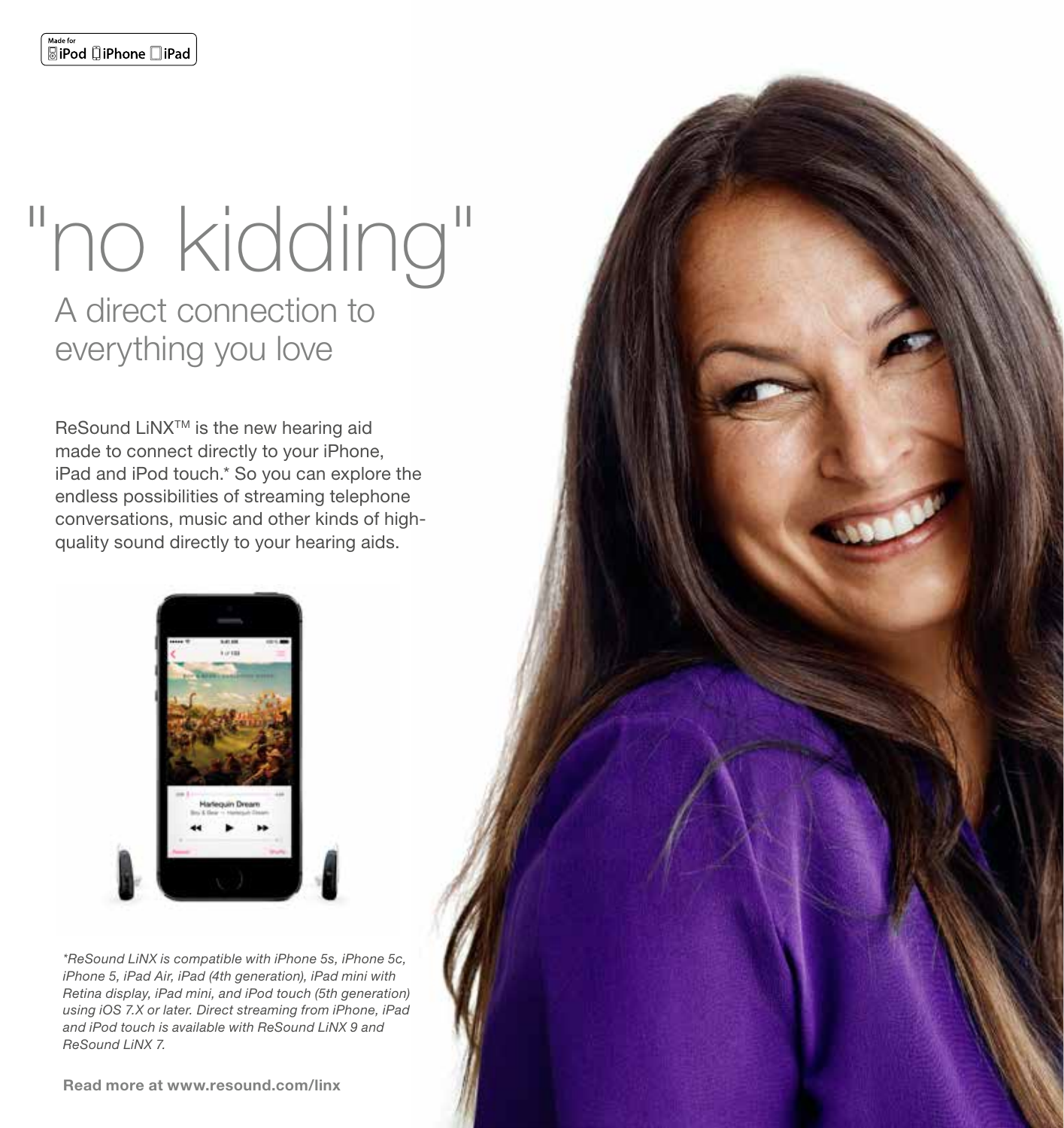Made for iPod iPhone iPad

# "no kidding"

## A direct connection to everything you love

ReSound LiNX™ is the new hearing aid made to connect directly to your iPhone, iPad and iPod touch.* So you can explore the endless possibilities of streaming telephone conversations, music and other kinds of high-quality sound directly to your hearing aids.

*\*ReSound LiNX is compatible with iPhone 5s, iPhone 5c, iPhone 5, iPad Air, iPad (4th generation), iPad mini with Retina display, iPad mini, and iPod touch (5th generation) using iOS 7.X or later. Direct streaming from iPhone, iPad and iPod touch is available with ReSound LiNX 9 and ReSound LiNX 7.*

**Read more at www.resound.com/linx**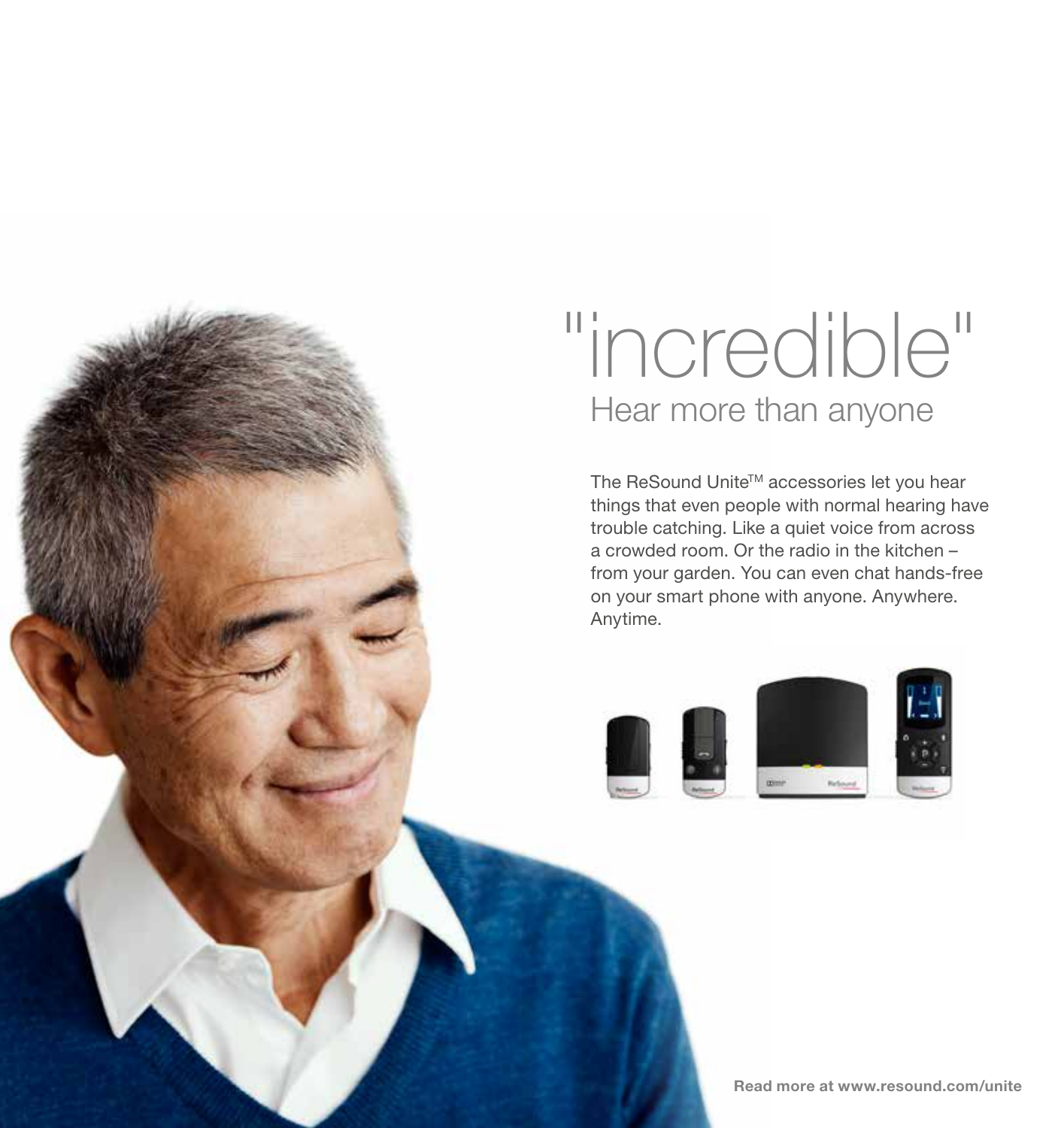# "incredible"

## Hear more than anyone

The ReSound Unite™ accessories let you hear things that even people with normal hearing have trouble catching. Like a quiet voice from across a crowded room. Or the radio in the kitchen – from your garden. You can even chat hands-free on your smart phone with anyone. Anywhere. Anytime.

**Read more at www.resound.com/unite**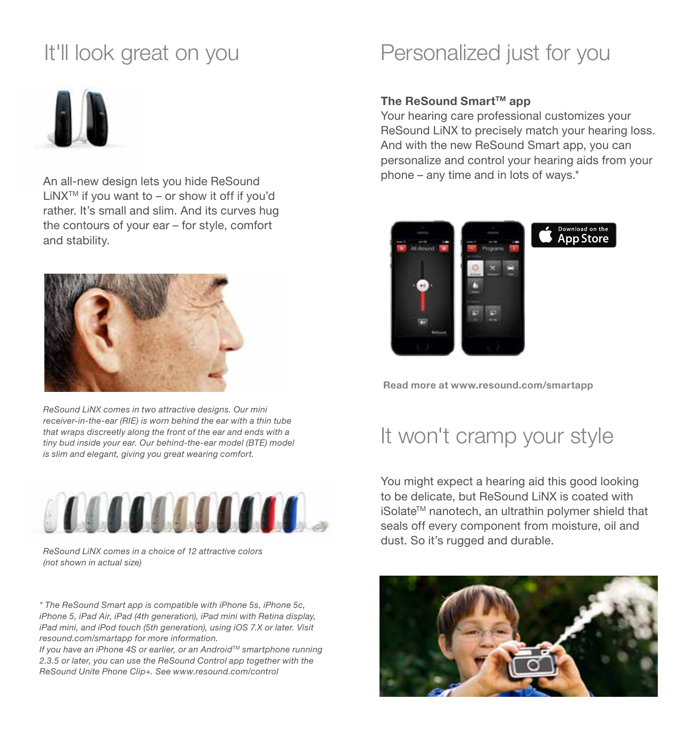# It'll look great on you

An all-new design lets you hide ReSound LiNX™ if you want to – or show it off if you'd rather. It's small and slim. And its curves hug the contours of your ear – for style, comfort and stability.

*ReSound LiNX comes in two attractive designs. Our mini receiver-in-the-ear (RIE) is worn behind the ear with a thin tube that wraps discreetly along the front of the ear and ends with a tiny bud inside your ear. Our behind-the-ear model (BTE) model is slim and elegant, giving you great wearing comfort.*

*ReSound LiNX comes in a choice of 12 attractive colors (not shown in actual size)*

*\* The ReSound Smart app is compatible with iPhone 5s, iPhone 5c, iPhone 5, iPad Air, iPad (4th generation), iPad mini with Retina display, iPad mini, and iPod touch (5th generation), using iOS 7.X or later. Visit resound.com/smartapp for more information.*
*If you have an iPhone 4S or earlier, or an Android™ smartphone running 2.3.5 or later, you can use the ReSound Control app together with the ReSound Unite Phone Clip+. See www.resound.com/control*

# Personalized just for you

**The ReSound Smart™ app**
Your hearing care professional customizes your ReSound LiNX to precisely match your hearing loss. And with the new ReSound Smart app, you can personalize and control your hearing aids from your phone – any time and in lots of ways.*

Download on the App Store

**Read more at www.resound.com/smartapp**

# It won't cramp your style

You might expect a hearing aid this good looking to be delicate, but ReSound LiNX is coated with iSolate™ nanotech, an ultrathin polymer shield that seals off every component from moisture, oil and dust. So it's rugged and durable.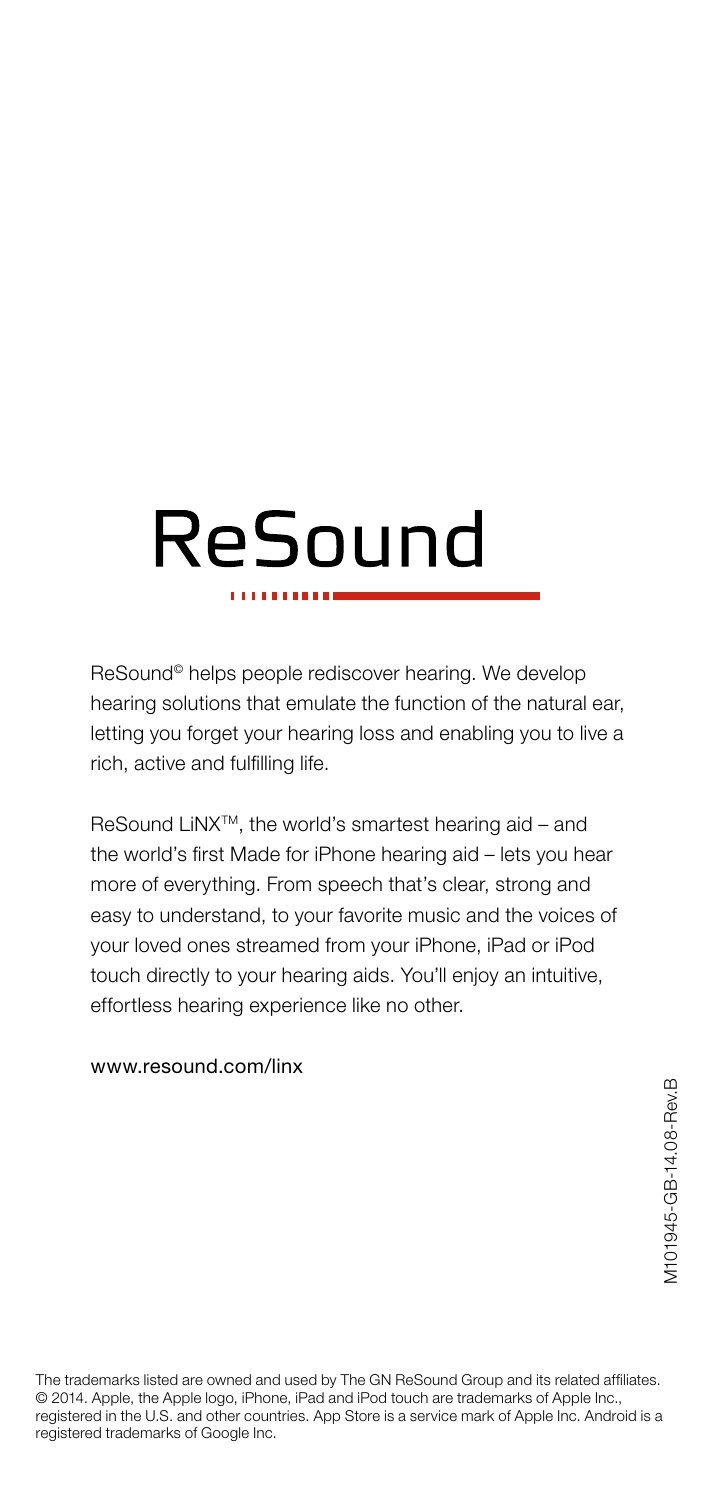# ReSound

ReSound© helps people rediscover hearing. We develop hearing solutions that emulate the function of the natural ear, letting you forget your hearing loss and enabling you to live a rich, active and fulfilling life.

ReSound LiNX™, the world's smartest hearing aid – and the world's first Made for iPhone hearing aid – lets you hear more of everything. From speech that's clear, strong and easy to understand, to your favorite music and the voices of your loved ones streamed from your iPhone, iPad or iPod touch directly to your hearing aids. You'll enjoy an intuitive, effortless hearing experience like no other.

www.resound.com/linx

M101945-GB-14.08-Rev.B

The trademarks listed are owned and used by The GN ReSound Group and its related affiliates. © 2014. Apple, the Apple logo, iPhone, iPad and iPod touch are trademarks of Apple Inc., registered in the U.S. and other countries. App Store is a service mark of Apple Inc. Android is a registered trademarks of Google Inc.